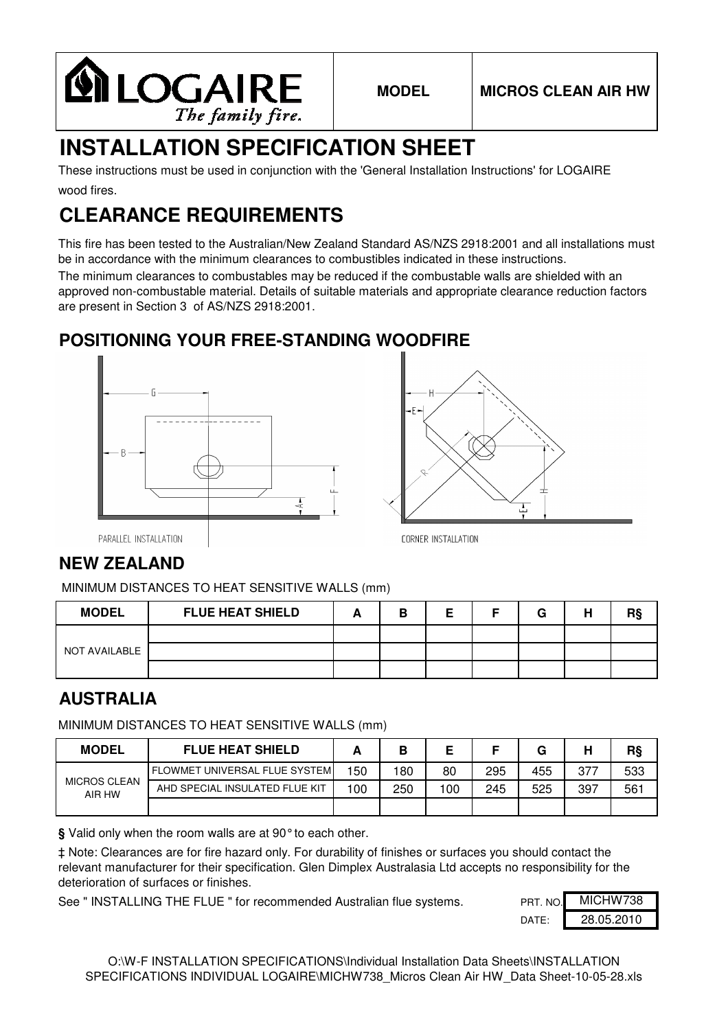| LOGAIRE The family fire. | MODEL | MICROS CLEAN AIR HW |
|---|---|---|

# INSTALLATION SPECIFICATION SHEET

These instructions must be used in conjunction with the 'General Installation Instructions' for LOGAIRE wood fires.

# CLEARANCE REQUIREMENTS

This fire has been tested to the Australian/New Zealand Standard AS/NZS 2918:2001 and all installations must be in accordance with the minimum clearances to combustibles indicated in these instructions.

The minimum clearances to combustables may be reduced if the combustable walls are shielded with an approved non-combustable material. Details of suitable materials and appropriate clearance reduction factors are present in Section 3 of AS/NZS 2918:2001.

## POSITIONING YOUR FREE-STANDING WOODFIRE

PARALLEL INSTALLATION

CORNER INSTALLATION

## NEW ZEALAND

MINIMUM DISTANCES TO HEAT SENSITIVE WALLS (mm)

| MODEL | FLUE HEAT SHIELD | A | B | E | F | G | H | R§ |
|---|---|---|---|---|---|---|---|---|
| | | | | | | | | |
| NOT AVAILABLE | | | | | | | | |
| | | | | | | | | |

## AUSTRALIA

MINIMUM DISTANCES TO HEAT SENSITIVE WALLS (mm)

| MODEL | FLUE HEAT SHIELD | A | B | E | F | G | H | R§ |
|---|---|---|---|---|---|---|---|---|
| MICROS CLEAN AIR HW | FLOWMET UNIVERSAL FLUE SYSTEM | 150 | 180 | 80 | 295 | 455 | 377 | 533 |
| | AHD SPECIAL INSULATED FLUE KIT | 100 | 250 | 100 | 245 | 525 | 397 | 561 |
| | | | | | | | | |

**§** Valid only when the room walls are at 90° to each other.

‡ Note: Clearances are for fire hazard only. For durability of finishes or surfaces you should contact the relevant manufacturer for their specification. Glen Dimplex Australasia Ltd accepts no responsibility for the deterioration of surfaces or finishes.

See " INSTALLING THE FLUE " for recommended Australian flue systems.

PRT. NO. MICHW738

DATE: 28.05.2010

O:\W-F INSTALLATION SPECIFICATIONS\Individual Installation Data Sheets\INSTALLATION SPECIFICATIONS INDIVIDUAL LOGAIRE\MICHW738_Micros Clean Air HW_Data Sheet-10-05-28.xls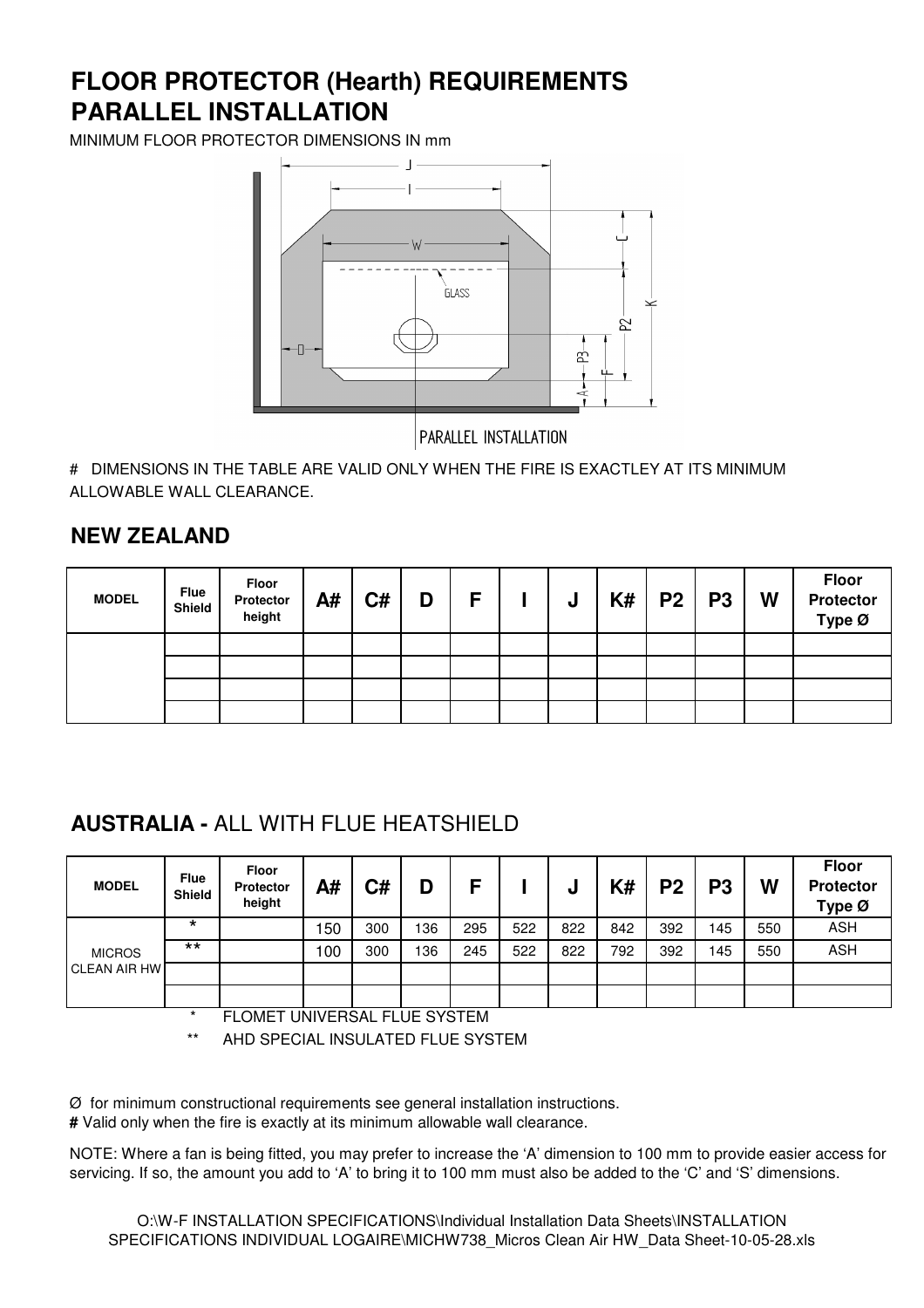# FLOOR PROTECTOR (Hearth) REQUIREMENTS PARALLEL INSTALLATION

MINIMUM FLOOR PROTECTOR DIMENSIONS IN mm

PARALLEL INSTALLATION

# DIMENSIONS IN THE TABLE ARE VALID ONLY WHEN THE FIRE IS EXACTLEY AT ITS MINIMUM ALLOWABLE WALL CLEARANCE.

## NEW ZEALAND

| MODEL | Flue Shield | Floor Protector height | A# | C# | D | F | I | J | K# | P2 | P3 | W | Floor Protector Type Ø |
|---|---|---|---|---|---|---|---|---|---|---|---|---|---|
| | | | | | | | | | | | | | |
| | | | | | | | | | | | | | |
| | | | | | | | | | | | | | |
| | | | | | | | | | | | | | |

## AUSTRALIA - ALL WITH FLUE HEATSHIELD

| MODEL | Flue Shield | Floor Protector height | A# | C# | D | F | I | J | K# | P2 | P3 | W | Floor Protector Type Ø |
|---|---|---|---|---|---|---|---|---|---|---|---|---|---|
| MICROS CLEAN AIR HW | * | | 150 | 300 | 136 | 295 | 522 | 822 | 842 | 392 | 145 | 550 | ASH |
| | ** | | 100 | 300 | 136 | 245 | 522 | 822 | 792 | 392 | 145 | 550 | ASH |
| | | | | | | | | | | | | | |
| | | | | | | | | | | | | | |

\* FLOMET UNIVERSAL FLUE SYSTEM

\*\* AHD SPECIAL INSULATED FLUE SYSTEM

Ø for minimum constructional requirements see general installation instructions.

**#** Valid only when the fire is exactly at its minimum allowable wall clearance.

NOTE: Where a fan is being fitted, you may prefer to increase the 'A' dimension to 100 mm to provide easier access for servicing. If so, the amount you add to 'A' to bring it to 100 mm must also be added to the 'C' and 'S' dimensions.

O:\W-F INSTALLATION SPECIFICATIONS\Individual Installation Data Sheets\INSTALLATION SPECIFICATIONS INDIVIDUAL LOGAIRE\MICHW738_Micros Clean Air HW_Data Sheet-10-05-28.xls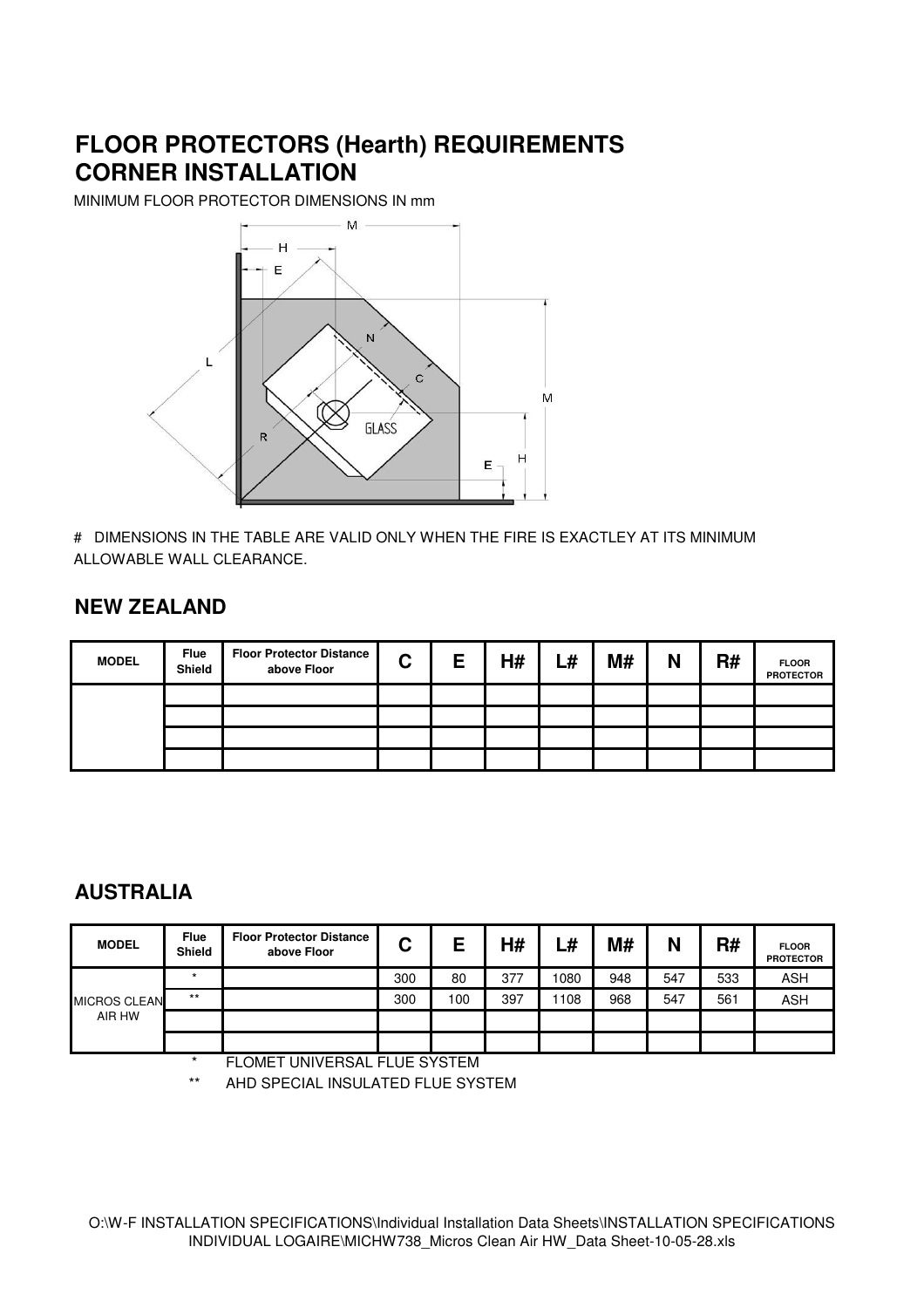# FLOOR PROTECTORS (Hearth) REQUIREMENTS
# CORNER INSTALLATION

MINIMUM FLOOR PROTECTOR DIMENSIONS IN mm

# DIMENSIONS IN THE TABLE ARE VALID ONLY WHEN THE FIRE IS EXACTLEY AT ITS MINIMUM ALLOWABLE WALL CLEARANCE.

## NEW ZEALAND

| MODEL | Flue Shield | Floor Protector Distance above Floor | C | E | H# | L# | M# | N | R# | FLOOR PROTECTOR |
|---|---|---|---|---|---|---|---|---|---|---|
| | | | | | | | | | | |
| | | | | | | | | | | |
| | | | | | | | | | | |
| | | | | | | | | | | |

## AUSTRALIA

| MODEL | Flue Shield | Floor Protector Distance above Floor | C | E | H# | L# | M# | N | R# | FLOOR PROTECTOR |
|---|---|---|---|---|---|---|---|---|---|---|
| MICROS CLEAN AIR HW | * | | 300 | 80 | 377 | 1080 | 948 | 547 | 533 | ASH |
| | ** | | 300 | 100 | 397 | 1108 | 968 | 547 | 561 | ASH |
| | | | | | | | | | | |
| | | | | | | | | | | |

\* FLOMET UNIVERSAL FLUE SYSTEM

\*\* AHD SPECIAL INSULATED FLUE SYSTEM

O:\W-F INSTALLATION SPECIFICATIONS\Individual Installation Data Sheets\INSTALLATION SPECIFICATIONS INDIVIDUAL LOGAIRE\MICHW738_Micros Clean Air HW_Data Sheet-10-05-28.xls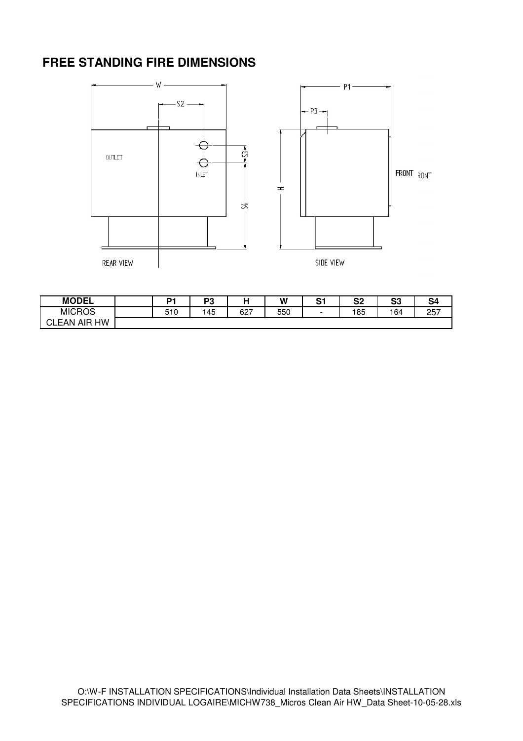## FREE STANDING FIRE DIMENSIONS

| MODEL | | P1 | P3 | H | W | S1 | S2 | S3 | S4 |
|---|---|---|---|---|---|---|---|---|---|
| MICROS | | 510 | 145 | 627 | 550 | - | 185 | 164 | 257 |
| CLEAN AIR HW | | | | | | | | | |

O:\W-F INSTALLATION SPECIFICATIONS\Individual Installation Data Sheets\INSTALLATION SPECIFICATIONS INDIVIDUAL LOGAIRE\MICHW738_Micros Clean Air HW_Data Sheet-10-05-28.xls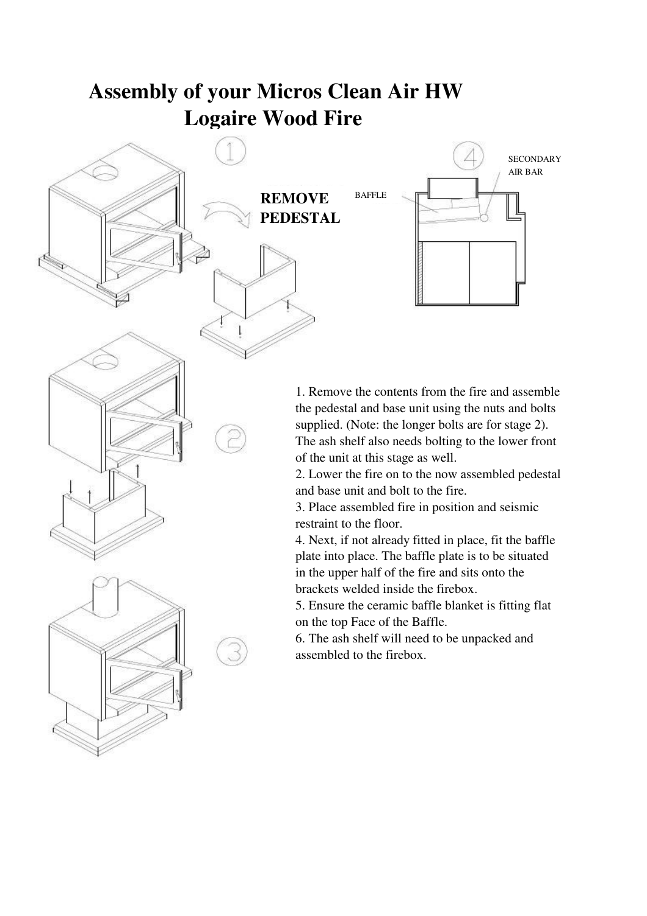# Assembly of your Micros Clean Air HW Logaire Wood Fire

REMOVE PEDESTAL

BAFFLE

SECONDARY AIR BAR

1. Remove the contents from the fire and assemble the pedestal and base unit using the nuts and bolts supplied. (Note: the longer bolts are for stage 2). The ash shelf also needs bolting to the lower front of the unit at this stage as well.
2. Lower the fire on to the now assembled pedestal and base unit and bolt to the fire.
3. Place assembled fire in position and seismic restraint to the floor.
4. Next, if not already fitted in place, fit the baffle plate into place. The baffle plate is to be situated in the upper half of the fire and sits onto the brackets welded inside the firebox.
5. Ensure the ceramic baffle blanket is fitting flat on the top Face of the Baffle.
6. The ash shelf will need to be unpacked and assembled to the firebox.